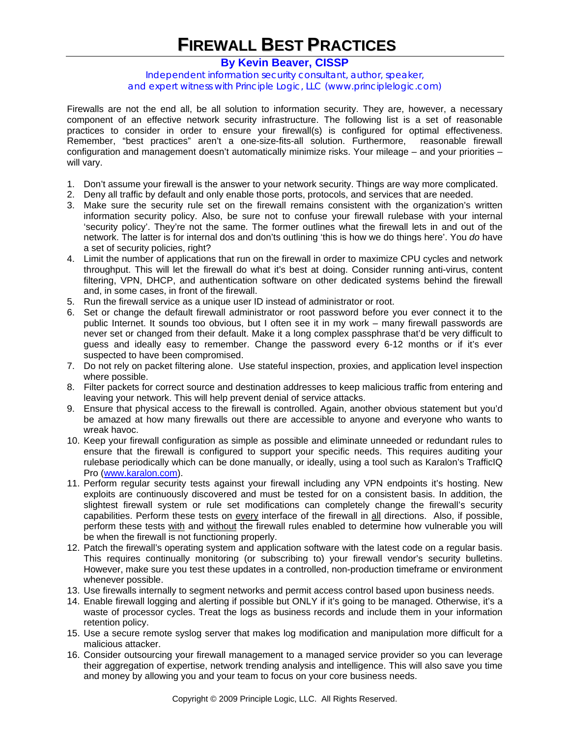# FIREWALL BEST PRACTICES

**By Kevin Beaver, CISSP**

Independent information security consultant, author, speaker,
and expert witness with Principle Logic, LLC (www.principlelogic.com)

Firewalls are not the end all, be all solution to information security. They are, however, a necessary component of an effective network security infrastructure. The following list is a set of reasonable practices to consider in order to ensure your firewall(s) is configured for optimal effectiveness. Remember, "best practices" aren't a one-size-fits-all solution. Furthermore, reasonable firewall configuration and management doesn't automatically minimize risks. Your mileage – and your priorities – will vary.

1. Don't assume your firewall is the answer to your network security. Things are way more complicated.
2. Deny all traffic by default and only enable those ports, protocols, and services that are needed.
3. Make sure the security rule set on the firewall remains consistent with the organization's written information security policy. Also, be sure not to confuse your firewall rulebase with your internal 'security policy'. They're not the same. The former outlines what the firewall lets in and out of the network. The latter is for internal dos and don'ts outlining 'this is how we do things here'. You *do* have a set of security policies, right?
4. Limit the number of applications that run on the firewall in order to maximize CPU cycles and network throughput. This will let the firewall do what it's best at doing. Consider running anti-virus, content filtering, VPN, DHCP, and authentication software on other dedicated systems behind the firewall and, in some cases, in front of the firewall.
5. Run the firewall service as a unique user ID instead of administrator or root.
6. Set or change the default firewall administrator or root password before you ever connect it to the public Internet. It sounds too obvious, but I often see it in my work – many firewall passwords are never set or changed from their default. Make it a long complex passphrase that'd be very difficult to guess and ideally easy to remember. Change the password every 6-12 months or if it's ever suspected to have been compromised.
7. Do not rely on packet filtering alone. Use stateful inspection, proxies, and application level inspection where possible.
8. Filter packets for correct source and destination addresses to keep malicious traffic from entering and leaving your network. This will help prevent denial of service attacks.
9. Ensure that physical access to the firewall is controlled. Again, another obvious statement but you'd be amazed at how many firewalls out there are accessible to anyone and everyone who wants to wreak havoc.
10. Keep your firewall configuration as simple as possible and eliminate unneeded or redundant rules to ensure that the firewall is configured to support your specific needs. This requires auditing your rulebase periodically which can be done manually, or ideally, using a tool such as Karalon's TrafficIQ Pro (www.karalon.com).
11. Perform regular security tests against your firewall including any VPN endpoints it's hosting. New exploits are continuously discovered and must be tested for on a consistent basis. In addition, the slightest firewall system or rule set modifications can completely change the firewall's security capabilities. Perform these tests on <u>every</u> interface of the firewall in <u>all</u> directions. Also, if possible, perform these tests <u>with</u> and <u>without</u> the firewall rules enabled to determine how vulnerable you will be when the firewall is not functioning properly.
12. Patch the firewall's operating system and application software with the latest code on a regular basis. This requires continually monitoring (or subscribing to) your firewall vendor's security bulletins. However, make sure you test these updates in a controlled, non-production timeframe or environment whenever possible.
13. Use firewalls internally to segment networks and permit access control based upon business needs.
14. Enable firewall logging and alerting if possible but ONLY if it's going to be managed. Otherwise, it's a waste of processor cycles. Treat the logs as business records and include them in your information retention policy.
15. Use a secure remote syslog server that makes log modification and manipulation more difficult for a malicious attacker.
16. Consider outsourcing your firewall management to a managed service provider so you can leverage their aggregation of expertise, network trending analysis and intelligence. This will also save you time and money by allowing you and your team to focus on your core business needs.

Copyright © 2009 Principle Logic, LLC. All Rights Reserved.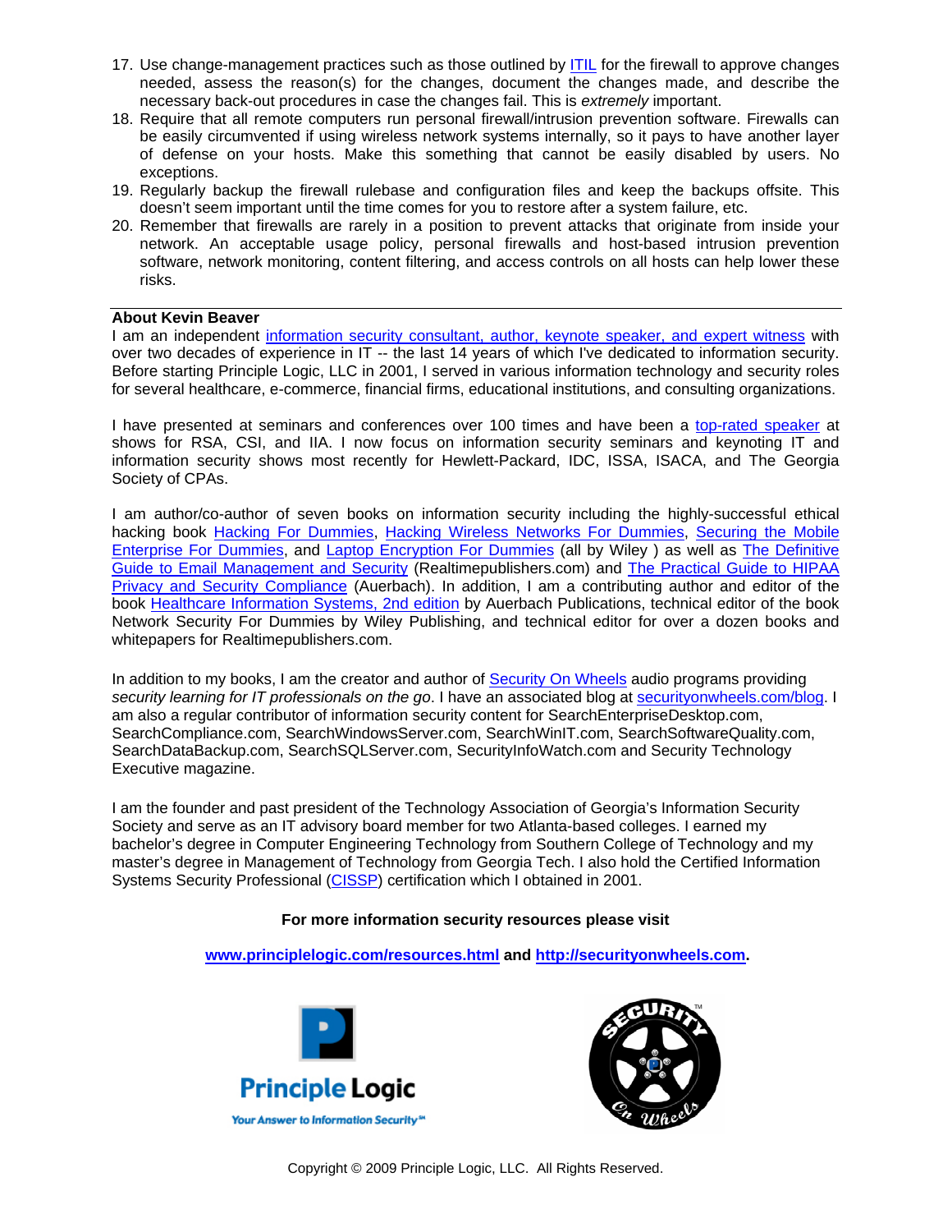17. Use change-management practices such as those outlined by ITIL for the firewall to approve changes needed, assess the reason(s) for the changes, document the changes made, and describe the necessary back-out procedures in case the changes fail. This is *extremely* important.
18. Require that all remote computers run personal firewall/intrusion prevention software. Firewalls can be easily circumvented if using wireless network systems internally, so it pays to have another layer of defense on your hosts. Make this something that cannot be easily disabled by users. No exceptions.
19. Regularly backup the firewall rulebase and configuration files and keep the backups offsite. This doesn't seem important until the time comes for you to restore after a system failure, etc.
20. Remember that firewalls are rarely in a position to prevent attacks that originate from inside your network. An acceptable usage policy, personal firewalls and host-based intrusion prevention software, network monitoring, content filtering, and access controls on all hosts can help lower these risks.

---

**About Kevin Beaver**

I am an independent information security consultant, author, keynote speaker, and expert witness with over two decades of experience in IT -- the last 14 years of which I've dedicated to information security. Before starting Principle Logic, LLC in 2001, I served in various information technology and security roles for several healthcare, e-commerce, financial firms, educational institutions, and consulting organizations.

I have presented at seminars and conferences over 100 times and have been a top-rated speaker at shows for RSA, CSI, and IIA. I now focus on information security seminars and keynoting IT and information security shows most recently for Hewlett-Packard, IDC, ISSA, ISACA, and The Georgia Society of CPAs.

I am author/co-author of seven books on information security including the highly-successful ethical hacking book Hacking For Dummies, Hacking Wireless Networks For Dummies, Securing the Mobile Enterprise For Dummies, and Laptop Encryption For Dummies (all by Wiley ) as well as The Definitive Guide to Email Management and Security (Realtimepublishers.com) and The Practical Guide to HIPAA Privacy and Security Compliance (Auerbach). In addition, I am a contributing author and editor of the book Healthcare Information Systems, 2nd edition by Auerbach Publications, technical editor of the book Network Security For Dummies by Wiley Publishing, and technical editor for over a dozen books and whitepapers for Realtimepublishers.com.

In addition to my books, I am the creator and author of Security On Wheels audio programs providing *security learning for IT professionals on the go*. I have an associated blog at securityonwheels.com/blog. I am also a regular contributor of information security content for SearchEnterpriseDesktop.com, SearchCompliance.com, SearchWindowsServer.com, SearchWinIT.com, SearchSoftwareQuality.com, SearchDataBackup.com, SearchSQLServer.com, SecurityInfoWatch.com and Security Technology Executive magazine.

I am the founder and past president of the Technology Association of Georgia's Information Security Society and serve as an IT advisory board member for two Atlanta-based colleges. I earned my bachelor's degree in Computer Engineering Technology from Southern College of Technology and my master's degree in Management of Technology from Georgia Tech. I also hold the Certified Information Systems Security Professional (CISSP) certification which I obtained in 2001.

**For more information security resources please visit**

**www.principlelogic.com/resources.html and http://securityonwheels.com.**

Principle Logic

Your Answer to Information Security℠

Copyright © 2009 Principle Logic, LLC. All Rights Reserved.